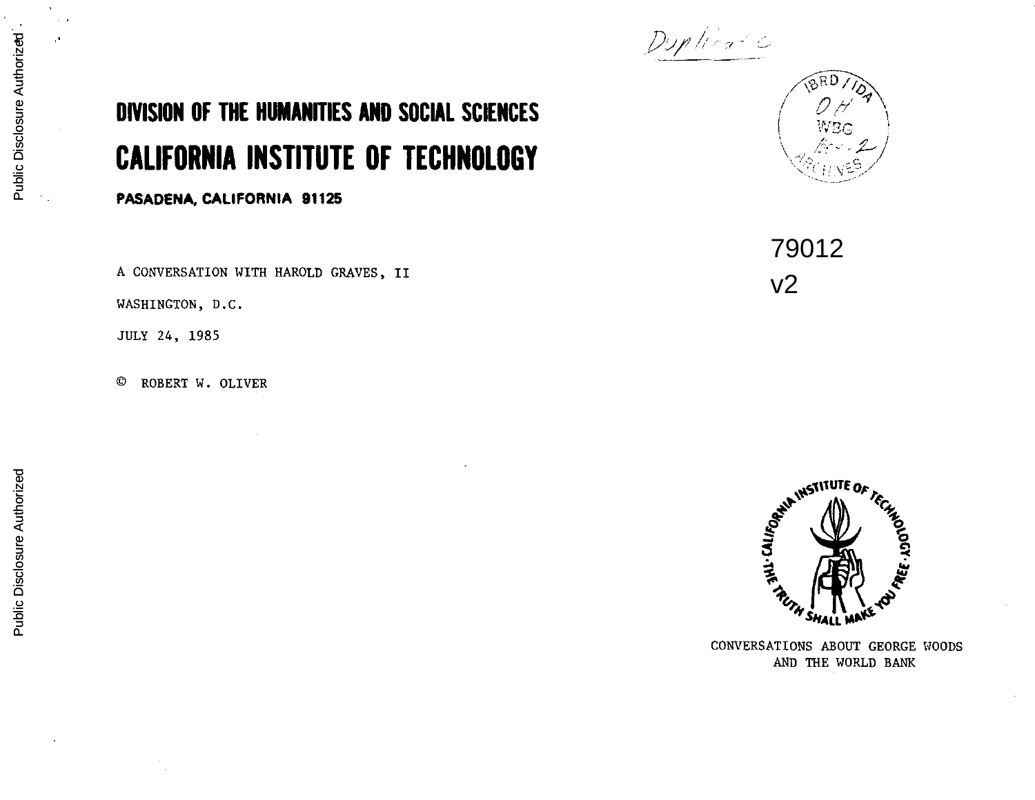Duplicate

# DIVISION OF THE HUMANITIES AND SOCIAL SCIENCES

# CALIFORNIA INSTITUTE OF TECHNOLOGY

**PASADENA, CALIFORNIA 91125**

IBRD / IDA
OH
WBG
ARCHIVES

79012
v2

A CONVERSATION WITH HAROLD GRAVES, II

WASHINGTON, D.C.

JULY 24, 1985

© ROBERT W. OLIVER

CALIFORNIA INSTITUTE OF TECHNOLOGY · THE TRUTH SHALL MAKE YOU FREE ·

CONVERSATIONS ABOUT GEORGE WOODS
AND THE WORLD BANK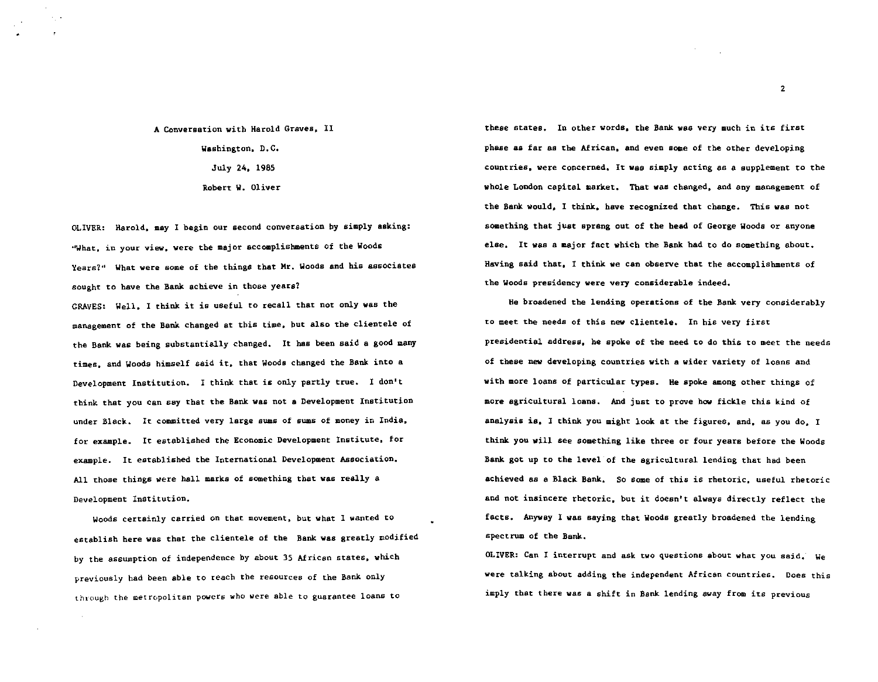A Conversation with Harold Graves, II

Washington, D.C.

July 24, 1985

Robert W. Oliver

OLIVER: Harold, may I begin our second conversation by simply asking: "What, in your view, were the major accomplishments of the Woods Years?" What were some of the things that Mr. Woods and his associates sought to have the Bank achieve in those years?

GRAVES: Well, I think it is useful to recall that not only was the management of the Bank changed at this time, but also the clientele of the Bank was being substantially changed. It has been said a good many times, and Woods himself said it, that Woods changed the Bank into a Development Institution. I think that is only partly true. I don't think that you can say that the Bank was not a Development Institution under Black. It committed very large sums of sums of money in India, for example. It established the Economic Development Institute, for example. It established the International Development Association. All those things were hall marks of something that was really a Development Institution.

Woods certainly carried on that movement, but what I wanted to establish here was that the clientele of the Bank was greatly modified by the assumption of independence by about 35 African states, which previously had been able to reach the resources of the Bank only through the metropolitan powers who were able to guarantee loans to these states. In other words, the Bank was very much in its first phase as far as the African, and even some of the other developing countries, were concerned. It was simply acting as a supplement to the whole London capital market. That was changed, and any management of the Bank would, I think, have recognized that change. This was not something that just sprang out of the head of George Woods or anyone else. It was a major fact which the Bank had to do something about. Having said that, I think we can observe that the accomplishments of the Woods presidency were very considerable indeed.

He broadened the lending operations of the Bank very considerably to meet the needs of this new clientele. In his very first presidential address, he spoke of the need to do this to meet the needs of these new developing countries with a wider variety of loans and with more loans of particular types. He spoke among other things of more agricultural loans. And just to prove how fickle this kind of analysis is, I think you might look at the figures, and, as you do, I think you will see something like three or four years before the Woods Bank got up to the level of the agricultural lending that had been achieved as a Black Bank. So some of this is rhetoric, useful rhetoric and not insincere rhetoric, but it doesn't always directly reflect the facts. Anyway I was saying that Woods greatly broadened the lending spectrum of the Bank.

OLIVER: Can I interrupt and ask two questions about what you said. We were talking about adding the independent African countries. Does this imply that there was a shift in Bank lending away from its previous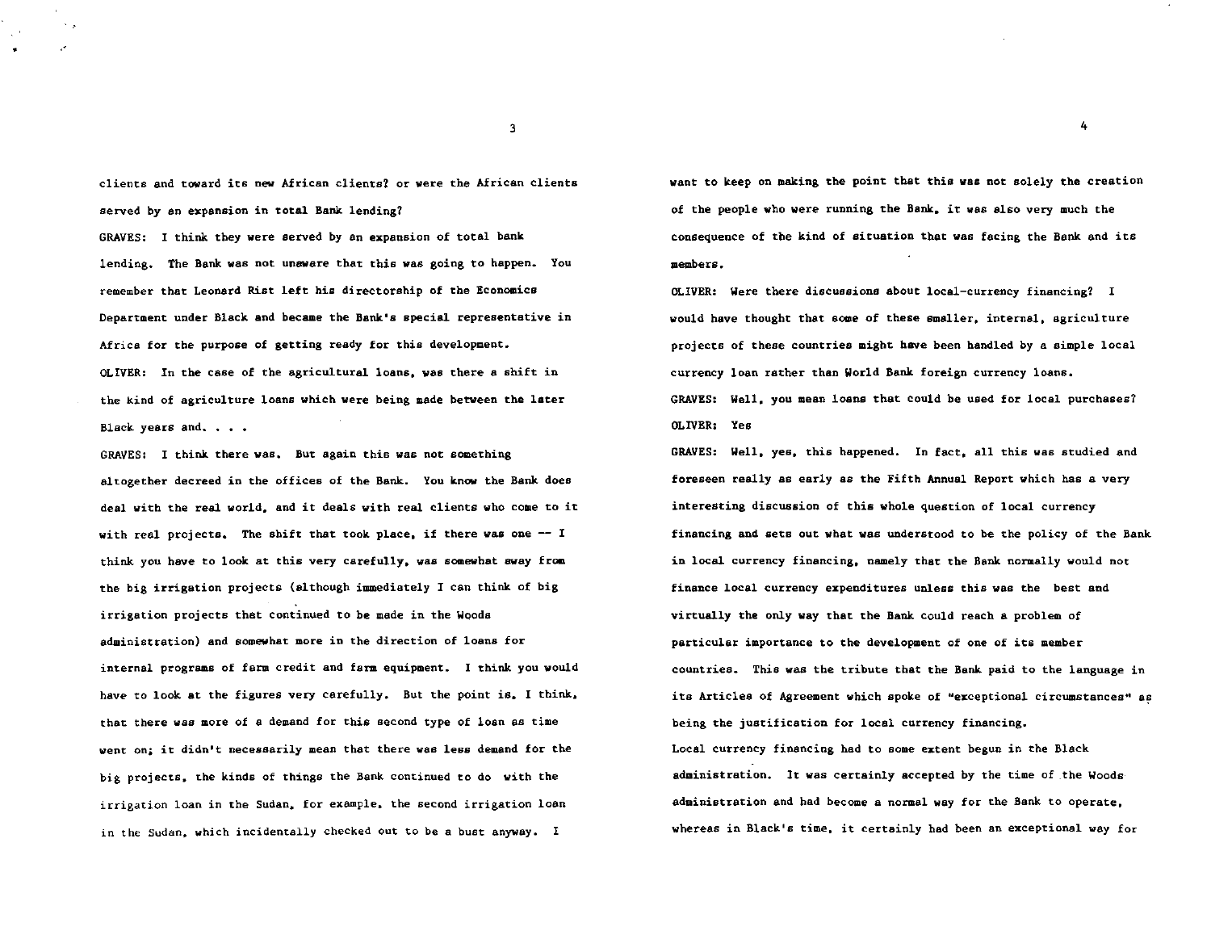clients and toward its new African clients? or were the African clients served by an expansion in total Bank lending?

GRAVES: I think they were served by an expansion of total bank lending. The Bank was not unaware that this was going to happen. You remember that Leonard Rist left his directorship of the Economics Department under Black and became the Bank's special representative in Africa for the purpose of getting ready for this development.

OLIVER: In the case of the agricultural loans, was there a shift in the kind of agriculture loans which were being made between the later Black years and. . . .

GRAVES: I think there was. But again this was not something altogether decreed in the offices of the Bank. You know the Bank does deal with the real world, and it deals with real clients who come to it with real projects. The shift that took place, if there was one -- I think you have to look at this very carefully, was somewhat away from the big irrigation projects (although immediately I can think of big irrigation projects that continued to be made in the Woods administration) and somewhat more in the direction of loans for internal programs of farm credit and farm equipment. I think you would have to look at the figures very carefully. But the point is, I think, that there was more of a demand for this second type of loan as time went on; it didn't necessarily mean that there was less demand for the big projects, the kinds of things the Bank continued to do with the irrigation loan in the Sudan, for example, the second irrigation loan in the Sudan, which incidentally checked out to be a bust anyway. I want to keep on making the point that this was not solely the creation of the people who were running the Bank, it was also very much the consequence of the kind of situation that was facing the Bank and its members.

OLIVER: Were there discussions about local-currency financing? I would have thought that some of these smaller, internal, agriculture projects of these countries might have been handled by a simple local currency loan rather than World Bank foreign currency loans.

GRAVES: Well, you mean loans that could be used for local purchases?

OLIVER: Yes

GRAVES: Well, yes, this happened. In fact, all this was studied and foreseen really as early as the Fifth Annual Report which has a very interesting discussion of this whole question of local currency financing and sets out what was understood to be the policy of the Bank in local currency financing, namely that the Bank normally would not finance local currency expenditures unless this was the best and virtually the only way that the Bank could reach a problem of particular importance to the development of one of its member countries. This was the tribute that the Bank paid to the language in its Articles of Agreement which spoke of "exceptional circumstances" as being the justification for local currency financing.

Local currency financing had to some extent begun in the Black administration. It was certainly accepted by the time of the Woods administration and had become a normal way for the Bank to operate, whereas in Black's time, it certainly had been an exceptional way for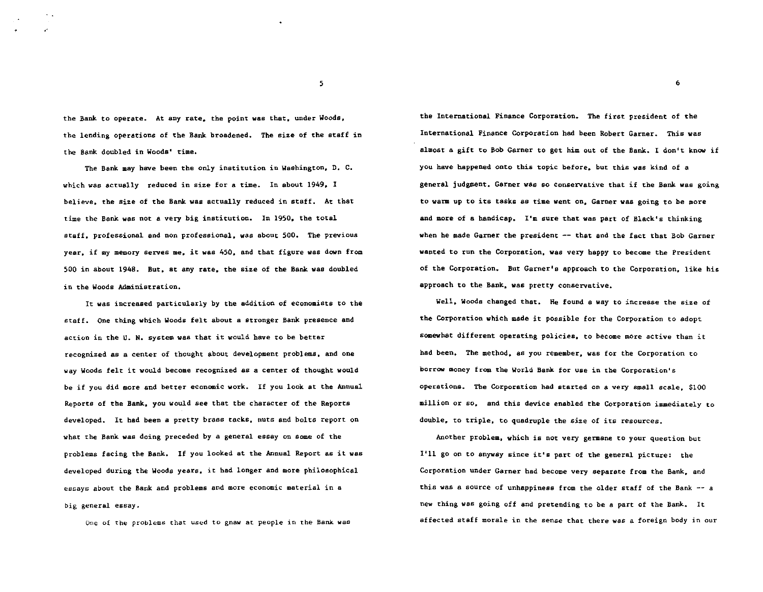the Bank to operate. At any rate, the point was that, under Woods, the lending operations of the Bank broadened. The size of the staff in the Bank doubled in Woods' time.

The Bank may have been the only institution in Washington, D. C. which was actually reduced in size for a time. In about 1949, I believe, the size of the Bank was actually reduced in staff. At that time the Bank was not a very big institution. In 1950, the total staff, professional and non professional, was about 500. The previous year, if my memory serves me, it was 450, and that figure was down from 500 in about 1948. But, at any rate, the size of the Bank was doubled in the Woods Administration.

It was increased particularly by the addition of economists to the staff. One thing which Woods felt about a stronger Bank presence and action in the U. N. system was that it would have to be better recognized as a center of thought about development problems, and one way Woods felt it would become recognized as a center of thought would be if you did more and better economic work. If you look at the Annual Reports of the Bank, you would see that the character of the Reports developed. It had been a pretty brass tacks, nuts and bolts report on what the Bank was doing preceded by a general essay on some of the problems facing the Bank. If you looked at the Annual Report as it was developed during the Woods years, it had longer and more philosophical essays about the Bank and problems and more economic material in a big general essay.

One of the problems that used to gnaw at people in the Bank was the International Finance Corporation. The first president of the International Finance Corporation had been Robert Garner. This was almost a gift to Bob Garner to get him out of the Bank. I don't know if you have happened onto this topic before, but this was kind of a general judgment. Garner was so conservative that if the Bank was going to warm up to its tasks as time went on, Garner was going to be more and more of a handicap. I'm sure that was part of Black's thinking when he made Garner the president -- that and the fact that Bob Garner wanted to run the Corporation, was very happy to become the President of the Corporation. But Garner's approach to the Corporation, like his approach to the Bank, was pretty conservative.

Well, Woods changed that. He found a way to increase the size of the Corporation which made it possible for the Corporation to adopt somewhat different operating policies, to become more active than it had been. The method, as you remember, was for the Corporation to borrow money from the World Bank for use in the Corporation's operations. The Corporation had started on a very small scale, $100 million or so, and this device enabled the Corporation immediately to double, to triple, to quadruple the size of its resources.

Another problem, which is not very germane to your question but I'll go on to anyway since it's part of the general picture: the Corporation under Garner had become very separate from the Bank, and this was a source of unhappiness from the older staff of the Bank -- a new thing was going off and pretending to be a part of the Bank. It affected staff morale in the sense that there was a foreign body in our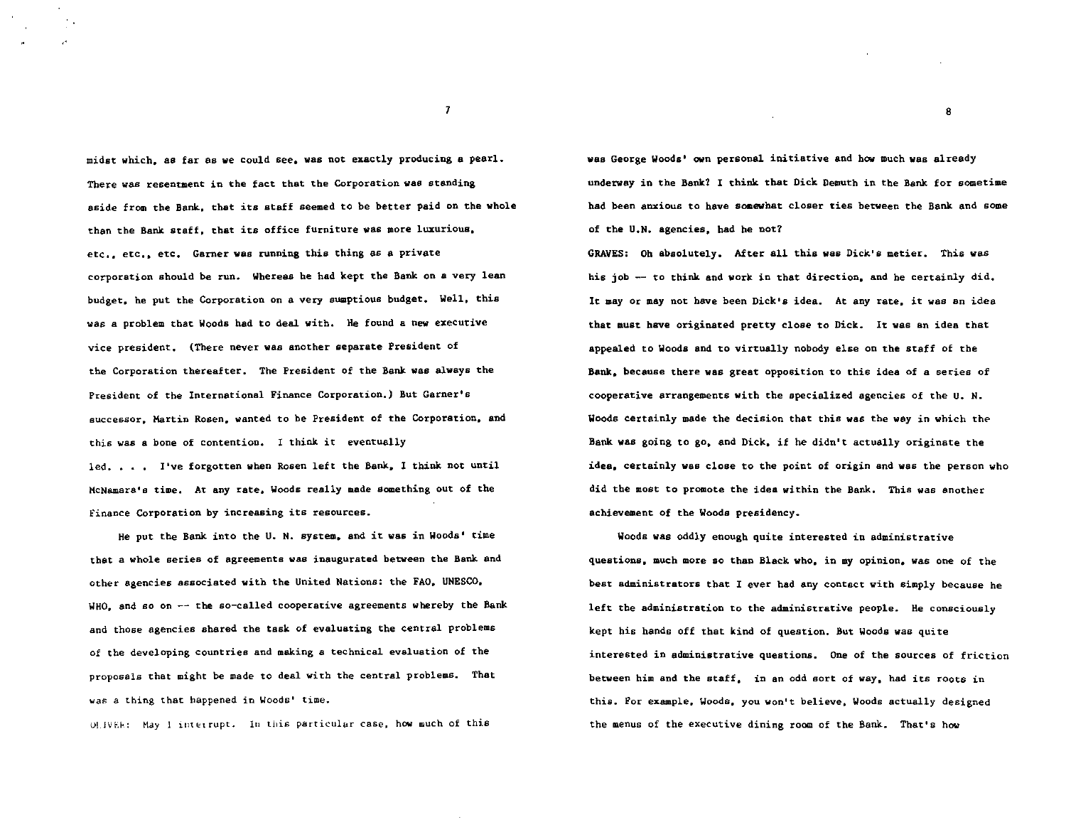midst which, as far as we could see, was not exactly producing a pearl. There was resentment in the fact that the Corporation was standing aside from the Bank, that its staff seemed to be better paid on the whole than the Bank staff, that its office furniture was more luxurious, etc., etc., etc. Garner was running this thing as a private corporation should be run. Whereas he had kept the Bank on a very lean budget, he put the Corporation on a very sumptious budget. Well, this was a problem that Woods had to deal with. He found a new executive vice president. (There never was another separate President of the Corporation thereafter. The President of the Bank was always the President of the International Finance Corporation.) But Garner's successor, Martin Rosen, wanted to be President of the Corporation, and this was a bone of contention. I think it eventually led. . . . I've forgotten when Rosen left the Bank, I think not until McNamara's time. At any rate, Woods really made something out of the Finance Corporation by increasing its resources.

He put the Bank into the U. N. system, and it was in Woods' time that a whole series of agreements was inaugurated between the Bank and other agencies associated with the United Nations: the FAO, UNESCO, WHO, and so on -- the so-called cooperative agreements whereby the Bank and those agencies shared the task of evaluating the central problems of the developing countries and making a technical evaluation of the proposals that might be made to deal with the central problems. That was a thing that happened in Woods' time.

OLIVER: May I interrupt. In this particular case, how much of this was George Woods' own personal initiative and how much was already underway in the Bank? I think that Dick Demuth in the Bank for sometime had been anxious to have somewhat closer ties between the Bank and some of the U.N. agencies, had he not?

GRAVES: Oh absolutely. After all this was Dick's metier. This was his job -- to think and work in that direction, and he certainly did. It may or may not have been Dick's idea. At any rate, it was an idea that must have originated pretty close to Dick. It was an idea that appealed to Woods and to virtually nobody else on the staff of the Bank, because there was great opposition to this idea of a series of cooperative arrangements with the specialized agencies of the U. N. Woods certainly made the decision that this was the way in which the Bank was going to go, and Dick, if he didn't actually originate the idea, certainly was close to the point of origin and was the person who did the most to promote the idea within the Bank. This was another achievement of the Woods presidency.

Woods was oddly enough quite interested in administrative questions, much more so than Black who, in my opinion, was one of the best administrators that I ever had any contact with simply because he left the administration to the administrative people. He consciously kept his hands off that kind of question. But Woods was quite interested in administrative questions. One of the sources of friction between him and the staff, in an odd sort of way, had its roots in this. For example, Woods, you won't believe, Woods actually designed the menus of the executive dining room of the Bank. That's how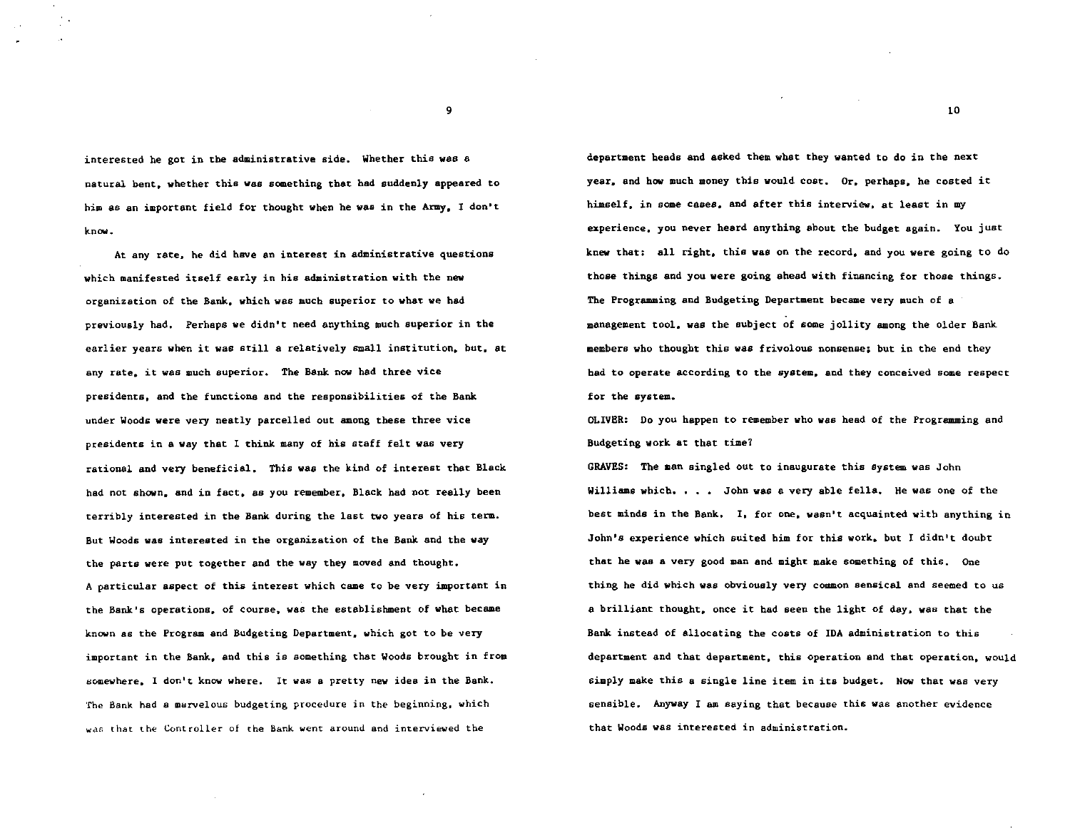interested he got in the administrative side. Whether this was a natural bent, whether this was something that had suddenly appeared to him as an important field for thought when he was in the Army, I don't know.

At any rate, he did have an interest in administrative questions which manifested itself early in his administration with the new organization of the Bank, which was much superior to what we had previously had. Perhaps we didn't need anything much superior in the earlier years when it was still a relatively small institution, but, at any rate, it was much superior. The Bank now had three vice presidents, and the functions and the responsibilities of the Bank under Woods were very neatly parcelled out among these three vice presidents in a way that I think many of his staff felt was very rational and very beneficial. This was the kind of interest that Black had not shown, and in fact, as you remember, Black had not really been terribly interested in the Bank during the last two years of his term. But Woods was interested in the organization of the Bank and the way the parts were put together and the way they moved and thought. A particular aspect of this interest which came to be very important in the Bank's operations, of course, was the establishment of what became known as the Program and Budgeting Department, which got to be very important in the Bank, and this is something that Woods brought in from somewhere, I don't know where. It was a pretty new idea in the Bank. The Bank had a marvelous budgeting procedure in the beginning, which was that the Controller of the Bank went around and interviewed the department heads and asked them what they wanted to do in the next year, and how much money this would cost. Or, perhaps, he costed it himself, in some cases, and after this interview, at least in my experience, you never heard anything about the budget again. You just knew that: all right, this was on the record, and you were going to do those things and you were going ahead with financing for those things. The Programming and Budgeting Department became very much of a management tool, was the subject of some jollity among the older Bank members who thought this was frivolous nonsense; but in the end they had to operate according to the system, and they conceived some respect for the system.

OLIVER: Do you happen to remember who was head of the Programming and Budgeting work at that time?

GRAVES: The man singled out to inaugurate this system was John Williams which. . . . John was a very able fella. He was one of the best minds in the Bank. I, for one, wasn't acquainted with anything in John's experience which suited him for this work, but I didn't doubt that he was a very good man and might make something of this. One thing he did which was obviously very common sensical and seemed to us a brilliant thought, once it had seen the light of day, was that the Bank instead of allocating the costs of IDA administration to this department and that department, this operation and that operation, would simply make this a single line item in its budget. Now that was very sensible. Anyway I am saying that because this was another evidence that Woods was interested in administration.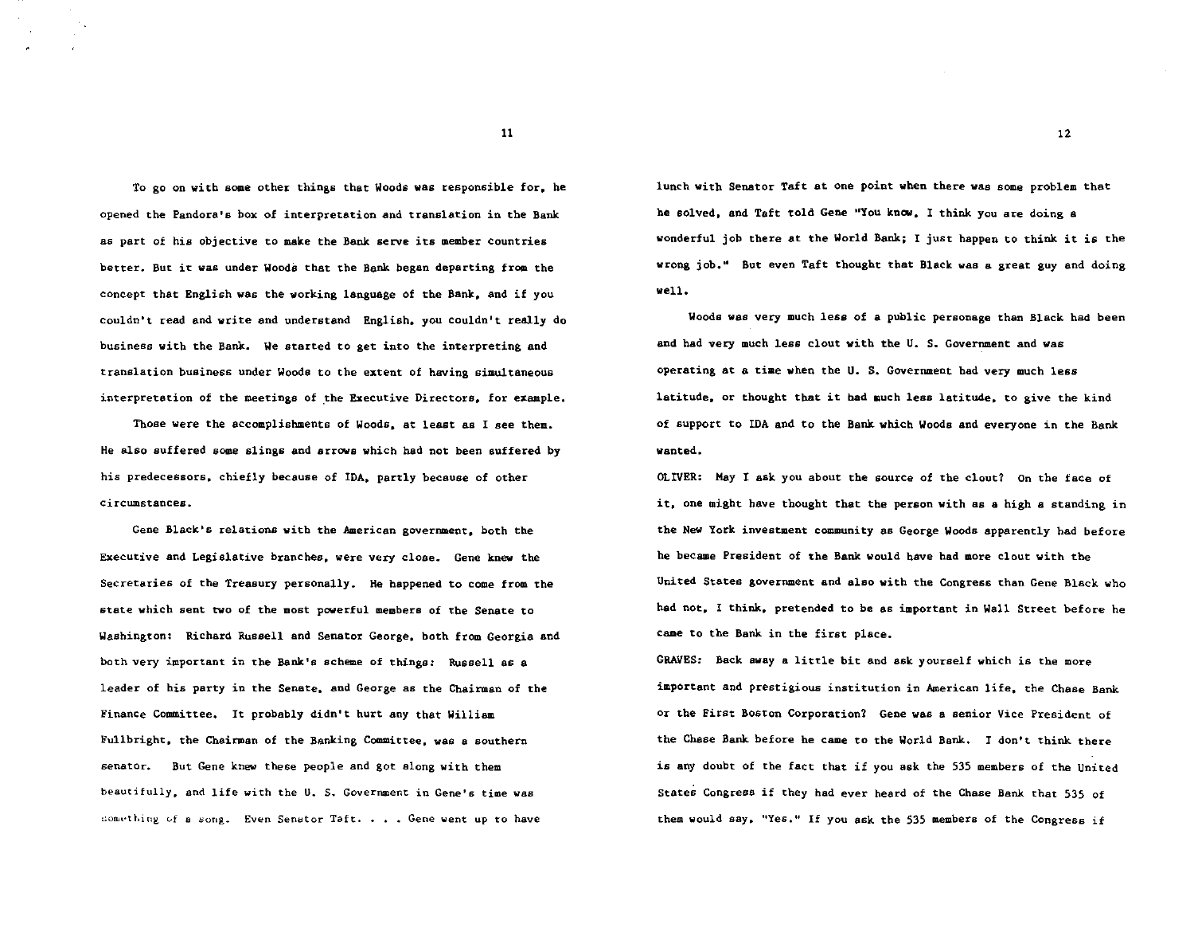To go on with some other things that Woods was responsible for, he opened the Pandora's box of interpretation and translation in the Bank as part of his objective to make the Bank serve its member countries better. But it was under Woods that the Bank began departing from the concept that English was the working language of the Bank, and if you couldn't read and write and understand English, you couldn't really do business with the Bank. We started to get into the interpreting and translation business under Woods to the extent of having simultaneous interpretation of the meetings of the Executive Directors, for example.

Those were the accomplishments of Woods, at least as I see them. He also suffered some slings and arrows which had not been suffered by his predecessors, chiefly because of IDA, partly because of other circumstances.

Gene Black's relations with the American government, both the Executive and Legislative branches, were very close. Gene knew the Secretaries of the Treasury personally. He happened to come from the state which sent two of the most powerful members of the Senate to Washington: Richard Russell and Senator George, both from Georgia and both very important in the Bank's scheme of things: Russell as a leader of his party in the Senate, and George as the Chairman of the Finance Committee. It probably didn't hurt any that William Fullbright, the Chairman of the Banking Committee, was a southern senator. But Gene knew these people and got along with them beautifully, and life with the U. S. Government in Gene's time was something of a song. Even Senator Taft. . . . Gene went up to have lunch with Senator Taft at one point when there was some problem that he solved, and Taft told Gene "You know, I think you are doing a wonderful job there at the World Bank; I just happen to think it is the wrong job." But even Taft thought that Black was a great guy and doing well.

Woods was very much less of a public personage than Black had been and had very much less clout with the U. S. Government and was operating at a time when the U. S. Government had very much less latitude, or thought that it had much less latitude, to give the kind of support to IDA and to the Bank which Woods and everyone in the Bank wanted.

OLIVER: May I ask you about the source of the clout? On the face of it, one might have thought that the person with as a high a standing in the New York investment community as George Woods apparently had before he became President of the Bank would have had more clout with the United States government and also with the Congress than Gene Black who had not, I think, pretended to be as important in Wall Street before he came to the Bank in the first place.

GRAVES: Back away a little bit and ask yourself which is the more important and prestigious institution in American life, the Chase Bank or the First Boston Corporation? Gene was a senior Vice President of the Chase Bank before he came to the World Bank. I don't think there is any doubt of the fact that if you ask the 535 members of the United States Congress if they had ever heard of the Chase Bank that 535 of them would say, "Yes." If you ask the 535 members of the Congress if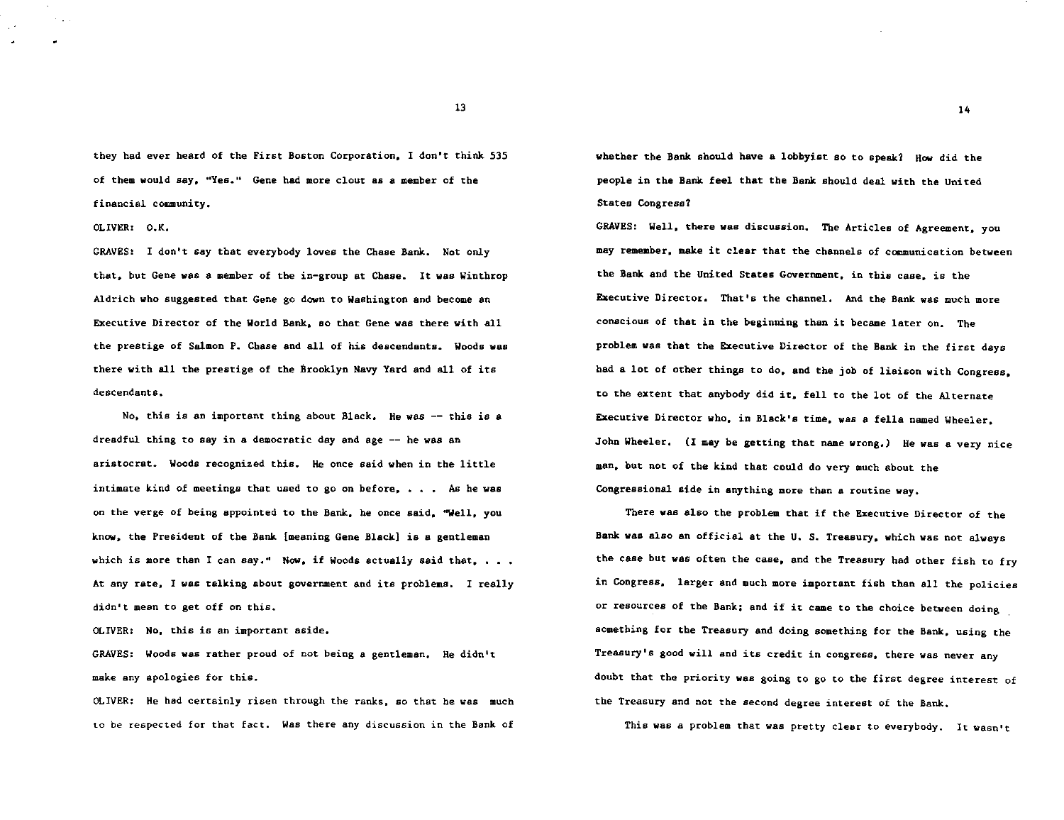they had ever heard of the First Boston Corporation, I don't think 535 of them would say, "Yes." Gene had more clout as a member of the financial community.

OLIVER: O.K.

GRAVES: I don't say that everybody loves the Chase Bank. Not only that, but Gene was a member of the in-group at Chase. It was Winthrop Aldrich who suggested that Gene go down to Washington and become an Executive Director of the World Bank, so that Gene was there with all the prestige of Salmon P. Chase and all of his descendants. Woods was there with all the prestige of the Brooklyn Navy Yard and all of its descendants.

No, this is an important thing about Black. He was -- this is a dreadful thing to say in a democratic day and age -- he was an aristocrat. Woods recognized this. He once said when in the little intimate kind of meetings that used to go on before, . . . As he was on the verge of being appointed to the Bank, he once said, "Well, you know, the President of the Bank [meaning Gene Black] is a gentleman which is more than I can say." Now, if Woods actually said that, . . . At any rate, I was talking about government and its problems. I really didn't mean to get off on this.

OLIVER: No, this is an important aside.

GRAVES: Woods was rather proud of not being a gentleman. He didn't make any apologies for this.

OLIVER: He had certainly risen through the ranks, so that he was much to be respected for that fact. Was there any discussion in the Bank of whether the Bank should have a lobbyist so to speak? How did the people in the Bank feel that the Bank should deal with the United States Congress?

GRAVES: Well, there was discussion. The Articles of Agreement, you may remember, make it clear that the channels of communication between the Bank and the United States Government, in this case, is the Executive Director. That's the channel. And the Bank was much more conscious of that in the beginning than it became later on. The problem was that the Executive Director of the Bank in the first days had a lot of other things to do, and the job of liaison with Congress, to the extent that anybody did it, fell to the lot of the Alternate Executive Director who, in Black's time, was a fella named Wheeler, John Wheeler. (I may be getting that name wrong.) He was a very nice man, but not of the kind that could do very much about the Congressional side in anything more than a routine way.

There was also the problem that if the Executive Director of the Bank was also an official at the U. S. Treasury, which was not always the case but was often the case, and the Treasury had other fish to fry in Congress, larger and much more important fish than all the policies or resources of the Bank; and if it came to the choice between doing something for the Treasury and doing something for the Bank, using the Treasury's good will and its credit in congress, there was never any doubt that the priority was going to go to the first degree interest of the Treasury and not the second degree interest of the Bank.

This was a problem that was pretty clear to everybody. It wasn't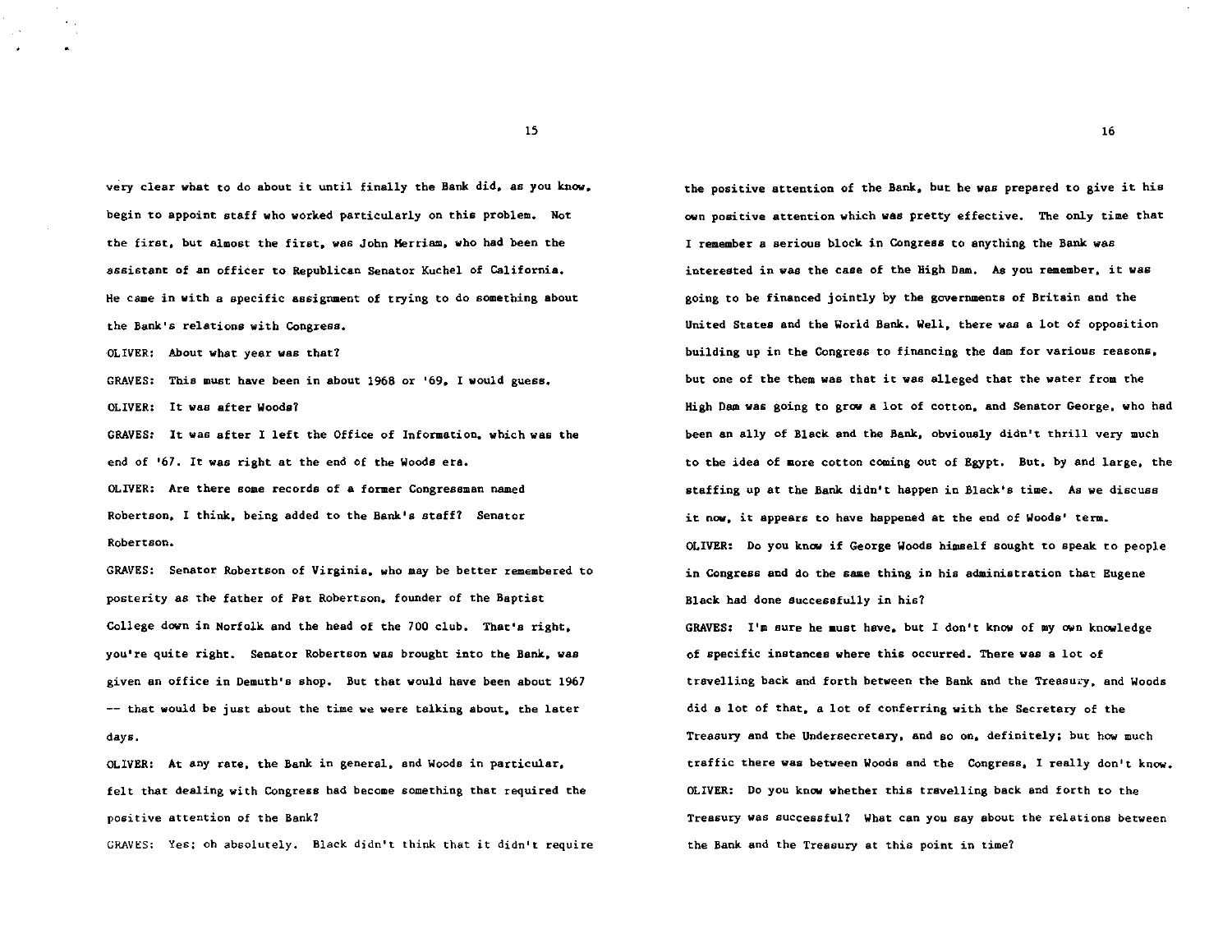very clear what to do about it until finally the Bank did, as you know, begin to appoint staff who worked particularly on this problem. Not the first, but almost the first, was John Merriam, who had been the assistant of an officer to Republican Senator Kuchel of California. He came in with a specific assignment of trying to do something about the Bank's relations with Congress.

OLIVER: About what year was that?

GRAVES: This must have been in about 1968 or '69, I would guess.

OLIVER: It was after Woods?

GRAVES: It was after I left the Office of Information, which was the end of '67. It was right at the end of the Woods era.

OLIVER: Are there some records of a former Congressman named Robertson, I think, being added to the Bank's staff? Senator Robertson.

GRAVES: Senator Robertson of Virginia, who may be better remembered to posterity as the father of Pat Robertson, founder of the Baptist College down in Norfolk and the head of the 700 club. That's right, you're quite right. Senator Robertson was brought into the Bank, was given an office in Demuth's shop. But that would have been about 1967 -- that would be just about the time we were talking about, the later days.

OLIVER: At any rate, the Bank in general, and Woods in particular, felt that dealing with Congress had become something that required the positive attention of the Bank?

GRAVES: Yes; oh absolutely. Black didn't think that it didn't require the positive attention of the Bank, but he was prepared to give it his own positive attention which was pretty effective. The only time that I remember a serious block in Congress to anything the Bank was interested in was the case of the High Dam. As you remember, it was going to be financed jointly by the governments of Britain and the United States and the World Bank. Well, there was a lot of opposition building up in the Congress to financing the dam for various reasons, but one of the them was that it was alleged that the water from the High Dam was going to grow a lot of cotton, and Senator George, who had been an ally of Black and the Bank, obviously didn't thrill very much to the idea of more cotton coming out of Egypt. But, by and large, the staffing up at the Bank didn't happen in Black's time. As we discuss it now, it appears to have happened at the end of Woods' term.

OLIVER: Do you know if George Woods himself sought to speak to people in Congress and do the same thing in his administration that Eugene Black had done successfully in his?

GRAVES: I'm sure he must have, but I don't know of my own knowledge of specific instances where this occurred. There was a lot of travelling back and forth between the Bank and the Treasury, and Woods did a lot of that, a lot of conferring with the Secretary of the Treasury and the Undersecretary, and so on, definitely; but how much traffic there was between Woods and the Congress, I really don't know.

OLIVER: Do you know whether this travelling back and forth to the Treasury was successful? What can you say about the relations between the Bank and the Treasury at this point in time?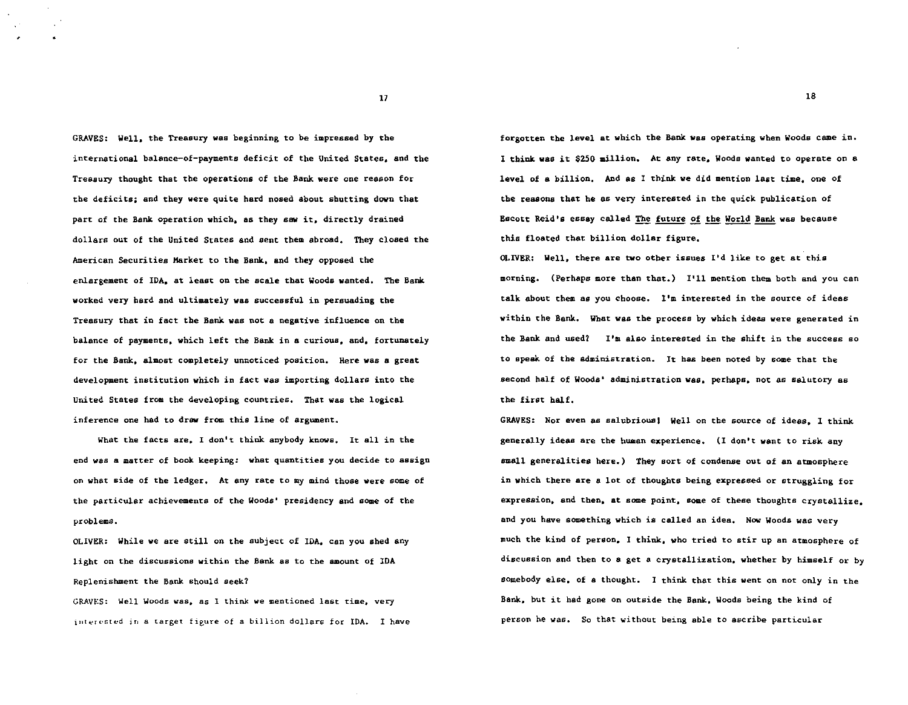GRAVES: Well, the Treasury was beginning to be impressed by the international balance-of-payments deficit of the United States, and the Treasury thought that the operations of the Bank were one reason for the deficits; and they were quite hard nosed about shutting down that part of the Bank operation which, as they saw it, directly drained dollars out of the United States and sent them abroad. They closed the American Securities Market to the Bank, and they opposed the enlargement of IDA, at least on the scale that Woods wanted. The Bank worked very hard and ultimately was successful in persuading the Treasury that in fact the Bank was not a negative influence on the balance of payments, which left the Bank in a curious, and, fortunately for the Bank, almost completely unnoticed position. Here was a great development institution which in fact was importing dollars into the United States from the developing countries. That was the logical inference one had to draw from this line of argument.

What the facts are, I don't think anybody knows. It all in the end was a matter of book keeping: what quantities you decide to assign on what side of the ledger. At any rate to my mind those were some of the particular achievements of the Woods' presidency and some of the problems.

OLIVER: While we are still on the subject of IDA, can you shed any light on the discussions within the Bank as to the amount of IDA Replenishment the Bank should seek?

GRAVES: Well Woods was, as I think we mentioned last time, very interested in a target figure of a billion dollars for IDA. I have forgotten the level at which the Bank was operating when Woods came in. I think was it $250 million. At any rate, Woods wanted to operate on a level of a billion. And as I think we did mention last time, one of the reasons that he as very interested in the quick publication of Escott Reid's essay called <u>The future of the World Bank</u> was because this floated that billion dollar figure.

OLIVER: Well, there are two other issues I'd like to get at this morning. (Perhaps more than that.) I'll mention them both and you can talk about them as you choose. I'm interested in the source of ideas within the Bank. What was the process by which ideas were generated in the Bank and used? I'm also interested in the shift in the success so to speak of the administration. It has been noted by some that the second half of Woods' administration was, perhaps, not as salutory as the first half.

GRAVES: Nor even as salubrious! Well on the source of ideas, I think generally ideas are the human experience. (I don't want to risk any small generalities here.) They sort of condense out of an atmosphere in which there are a lot of thoughts being expressed or struggling for expression, and then, at some point, some of these thoughts crystallize, and you have something which is called an idea. Now Woods was very much the kind of person, I think, who tried to stir up an atmosphere of discussion and then to a get a crystallization, whether by himself or by somebody else, of a thought. I think that this went on not only in the Bank, but it had gone on outside the Bank, Woods being the kind of person he was. So that without being able to ascribe particular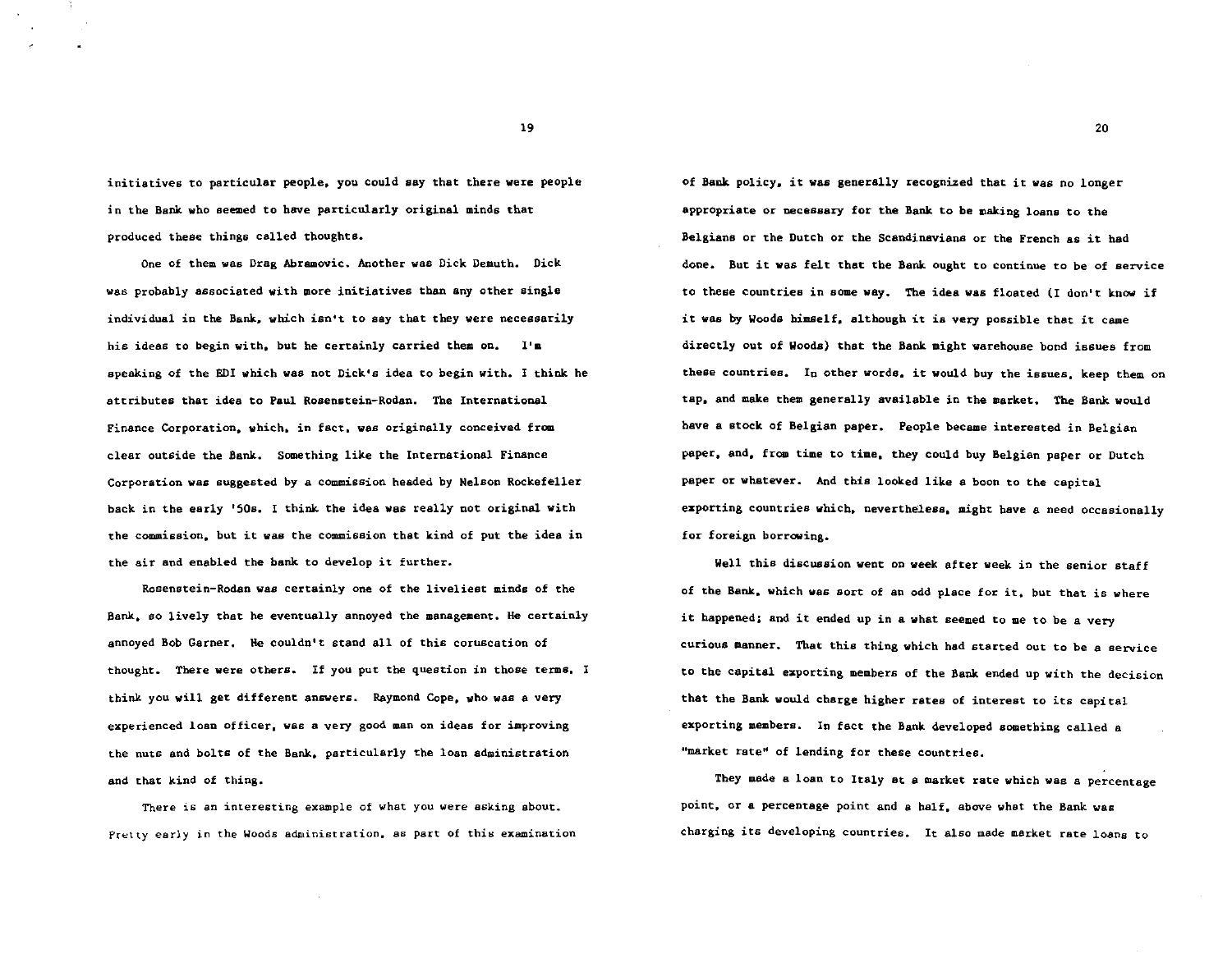initiatives to particular people, you could say that there were people in the Bank who seemed to have particularly original minds that produced these things called thoughts.

One of them was Drag Abramovic. Another was Dick Demuth. Dick was probably associated with more initiatives than any other single individual in the Bank, which isn't to say that they were necessarily his ideas to begin with, but he certainly carried them on. I'm speaking of the EDI which was not Dick's idea to begin with. I think he attributes that idea to Paul Rosenstein-Rodan. The International Finance Corporation, which, in fact, was originally conceived from clear outside the Bank. Something like the International Finance Corporation was suggested by a commission headed by Nelson Rockefeller back in the early '50s. I think the idea was really not original with the commission, but it was the commission that kind of put the idea in the air and enabled the bank to develop it further.

Rosenstein-Rodan was certainly one of the liveliest minds of the Bank, so lively that he eventually annoyed the management. He certainly annoyed Bob Garner. He couldn't stand all of this coruscation of thought. There were others. If you put the question in those terms, I think you will get different answers. Raymond Cope, who was a very experienced loan officer, was a very good man on ideas for improving the nuts and bolts of the Bank, particularly the loan administration and that kind of thing.

There is an interesting example of what you were asking about. Pretty early in the Woods administration, as part of this examination of Bank policy, it was generally recognized that it was no longer appropriate or necessary for the Bank to be making loans to the Belgians or the Dutch or the Scandinavians or the French as it had done. But it was felt that the Bank ought to continue to be of service to these countries in some way. The idea was floated (I don't know if it was by Woods himself, although it is very possible that it came directly out of Woods) that the Bank might warehouse bond issues from these countries. In other words, it would buy the issues, keep them on tap, and make them generally available in the market. The Bank would have a stock of Belgian paper. People became interested in Belgian paper, and, from time to time, they could buy Belgian paper or Dutch paper or whatever. And this looked like a boon to the capital exporting countries which, nevertheless, might have a need occasionally for foreign borrowing.

Well this discussion went on week after week in the senior staff of the Bank, which was sort of an odd place for it, but that is where it happened; and it ended up in a what seemed to me to be a very curious manner. That this thing which had started out to be a service to the capital exporting members of the Bank ended up with the decision that the Bank would charge higher rates of interest to its capital exporting members. In fact the Bank developed something called a "market rate" of lending for these countries.

They made a loan to Italy at a market rate which was a percentage point, or a percentage point and a half, above what the Bank was charging its developing countries. It also made market rate loans to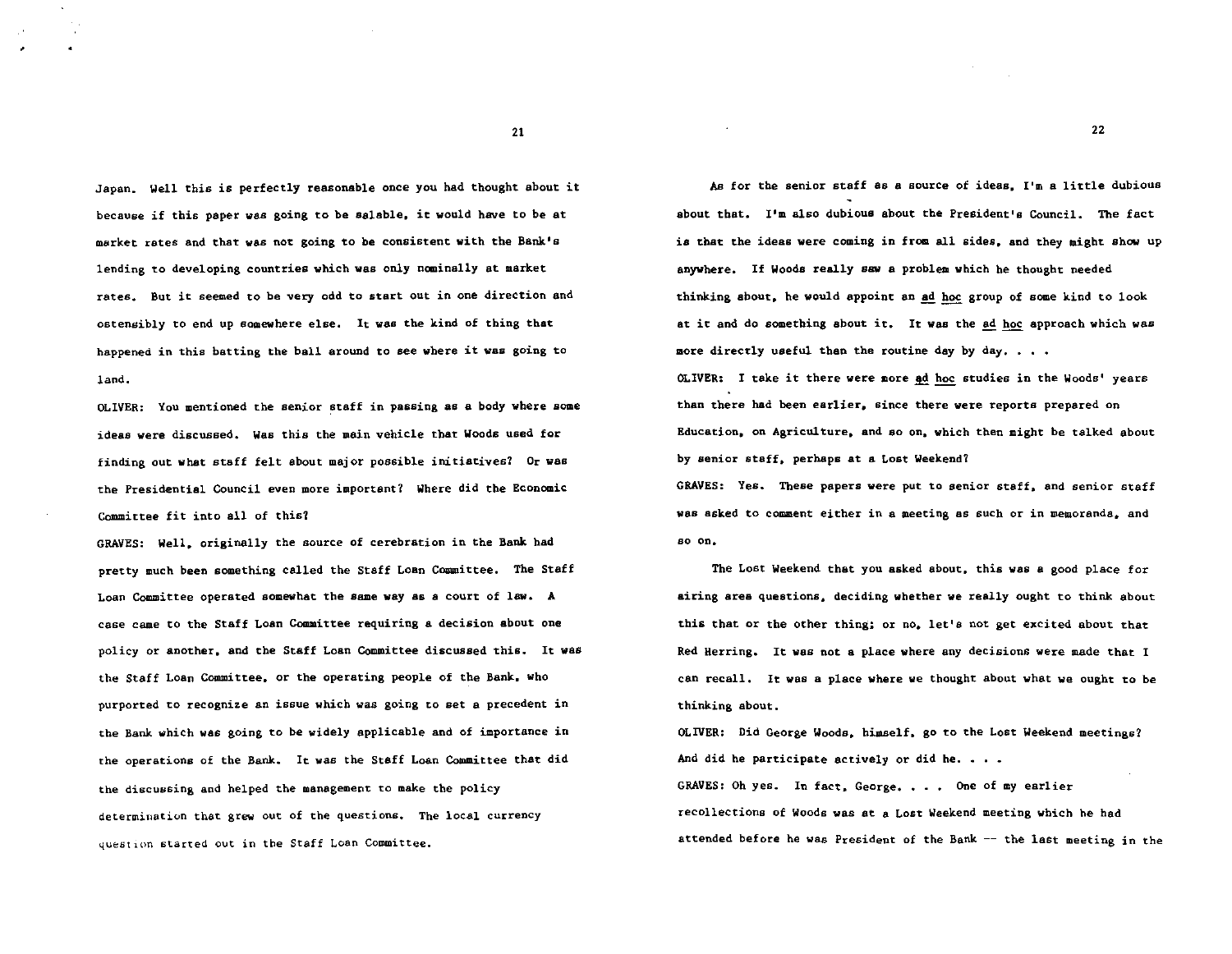Japan. Well this is perfectly reasonable once you had thought about it because if this paper was going to be salable, it would have to be at market rates and that was not going to be consistent with the Bank's lending to developing countries which was only nominally at market rates. But it seemed to be very odd to start out in one direction and ostensibly to end up somewhere else. It was the kind of thing that happened in this batting the ball around to see where it was going to land.

OLIVER: You mentioned the senior staff in passing as a body where some ideas were discussed. Was this the main vehicle that Woods used for finding out what staff felt about major possible initiatives? Or was the Presidential Council even more important? Where did the Economic Committee fit into all of this?

GRAVES: Well, originally the source of cerebration in the Bank had pretty much been something called the Staff Loan Committee. The Staff Loan Committee operated somewhat the same way as a court of law. A case came to the Staff Loan Committee requiring a decision about one policy or another, and the Staff Loan Committee discussed this. It was the Staff Loan Committee, or the operating people of the Bank, who purported to recognize an issue which was going to set a precedent in the Bank which was going to be widely applicable and of importance in the operations of the Bank. It was the Staff Loan Committee that did the discussing and helped the management to make the policy determination that grew out of the questions. The local currency question started out in the Staff Loan Committee.

As for the senior staff as a source of ideas, I'm a little dubious about that. I'm also dubious about the President's Council. The fact is that the ideas were coming in from all sides, and they might show up anywhere. If Woods really saw a problem which he thought needed thinking about, he would appoint an _ad hoc_ group of some kind to look at it and do something about it. It was the _ad hoc_ approach which was more directly useful than the routine day by day. . . .

OLIVER: I take it there were more _ad hoc_ studies in the Woods' years than there had been earlier, since there were reports prepared on Education, on Agriculture, and so on, which then might be talked about by senior staff, perhaps at a Lost Weekend?

GRAVES: Yes. These papers were put to senior staff, and senior staff was asked to comment either in a meeting as such or in memoranda, and so on.

The Lost Weekend that you asked about, this was a good place for airing area questions, deciding whether we really ought to think about this that or the other thing; or no, let's not get excited about that Red Herring. It was not a place where any decisions were made that I can recall. It was a place where we thought about what we ought to be thinking about.

OLIVER: Did George Woods, himself, go to the Lost Weekend meetings? And did he participate actively or did he. . . .

GRAVES: Oh yes. In fact, George. . . . One of my earlier recollections of Woods was at a Lost Weekend meeting which he had attended before he was President of the Bank -- the last meeting in the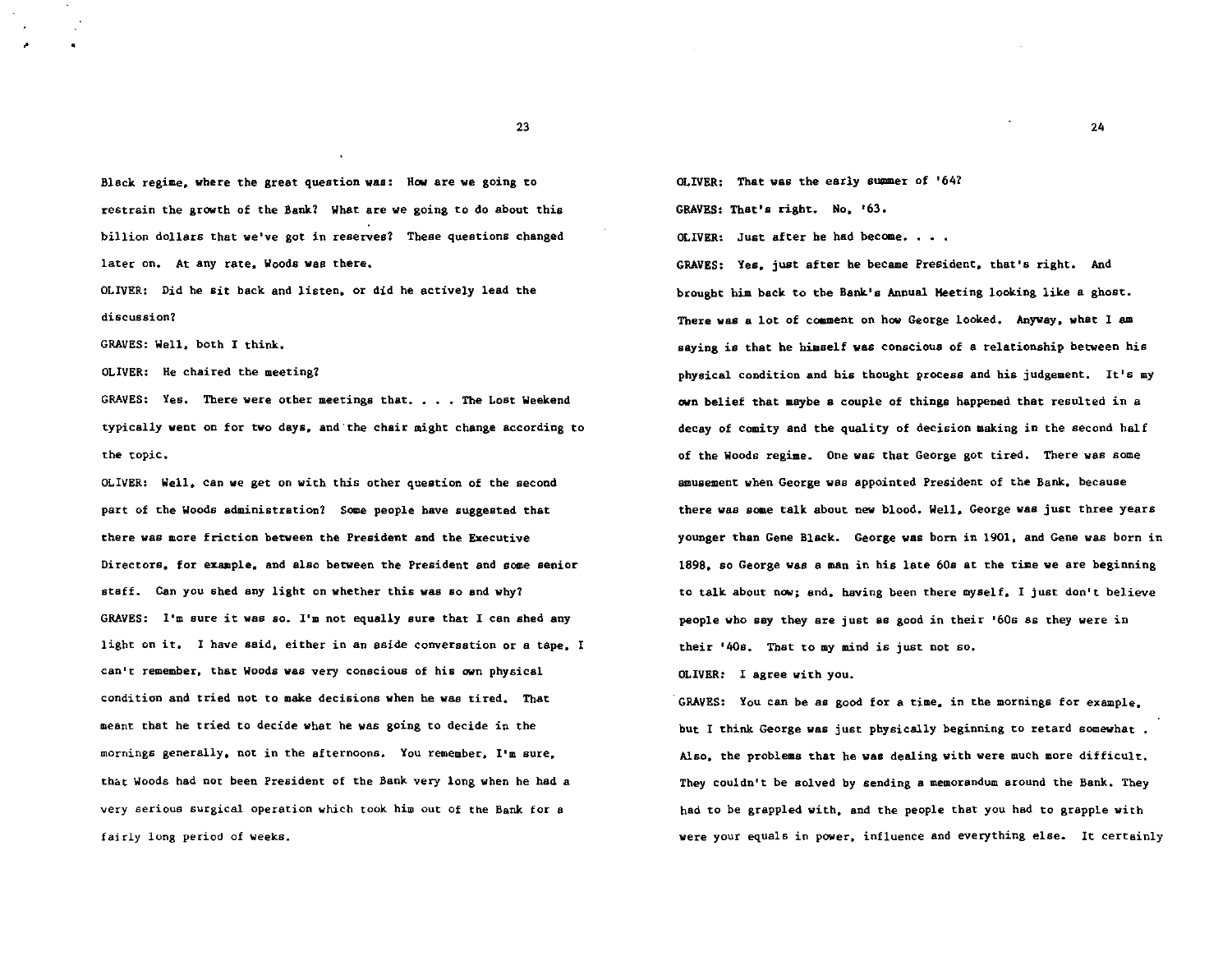Black regime, where the great question was: How are we going to restrain the growth of the Bank? What are we going to do about this billion dollars that we've got in reserves? These questions changed later on. At any rate, Woods was there.

OLIVER: Did he sit back and listen, or did he actively lead the discussion?

GRAVES: Well, both I think.

OLIVER: He chaired the meeting?

GRAVES: Yes. There were other meetings that. . . . The Lost Weekend typically went on for two days, and the chair might change according to the topic.

OLIVER: Well, can we get on with this other question of the second part of the Woods administration? Some people have suggested that there was more friction between the President and the Executive Directors, for example, and also between the President and some senior staff. Can you shed any light on whether this was so and why?

GRAVES: I'm sure it was so. I'm not equally sure that I can shed any light on it. I have said, either in an aside conversation or a tape, I can't remember, that Woods was very conscious of his own physical condition and tried not to make decisions when he was tired. That meant that he tried to decide what he was going to decide in the mornings generally, not in the afternoons. You remember, I'm sure, that Woods had not been President of the Bank very long when he had a very serious surgical operation which took him out of the Bank for a fairly long period of weeks.

OLIVER: That was the early summer of '64?

GRAVES: That's right. No, '63.

OLIVER: Just after he had become. . . .

GRAVES: Yes, just after he became President, that's right. And brought him back to the Bank's Annual Meeting looking like a ghost. There was a lot of comment on how George looked. Anyway, what I am saying is that he himself was conscious of a relationship between his physical condition and his thought process and his judgement. It's my own belief that maybe a couple of things happened that resulted in a decay of comity and the quality of decision making in the second half of the Woods regime. One was that George got tired. There was some amusement when George was appointed President of the Bank, because there was some talk about new blood. Well, George was just three years younger than Gene Black. George was born in 1901, and Gene was born in 1898, so George was a man in his late 60s at the time we are beginning to talk about now; and, having been there myself, I just don't believe people who say they are just as good in their '60s as they were in their '40s. That to my mind is just not so.

OLIVER: I agree with you.

GRAVES: You can be as good for a time, in the mornings for example, but I think George was just physically beginning to retard somewhat . Also, the problems that he was dealing with were much more difficult. They couldn't be solved by sending a memorandum around the Bank. They had to be grappled with, and the people that you had to grapple with were your equals in power, influence and everything else. It certainly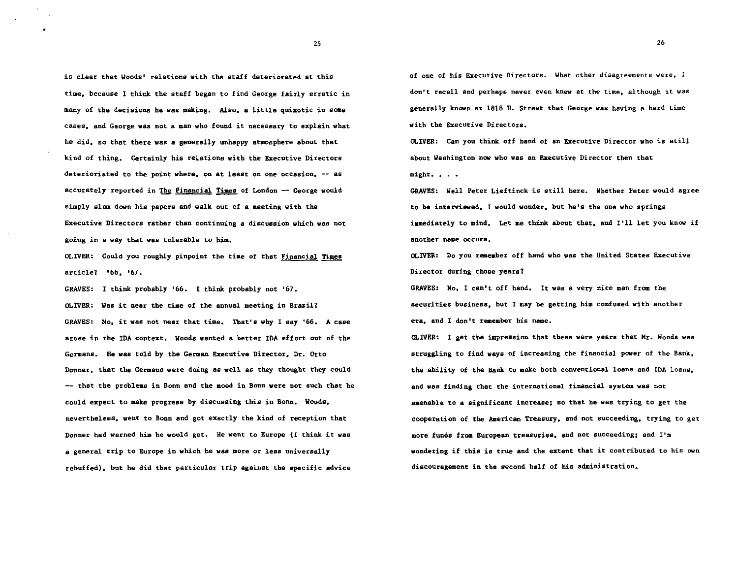is clear that Woods' relations with the staff deteriorated at this time, because I think the staff began to find George fairly erratic in many of the decisions he was making. Also, a little quixotic in some cases, and George was not a man who found it necessary to explain what he did, so that there was a generally unhappy atmosphere about that kind of thing. Certainly his relations with the Executive Directors deterioriated to the point where, on at least on one occasion, -- as accurately reported in The Financial Times of London -- George would simply slam down his papers and walk out of a meeting with the Executive Directors rather than continuing a discussion which was not going in a way that was tolerable to him.

OLIVER: Could you roughly pinpoint the time of that Financial Times article? '66, '67.

GRAVES: I think probably '66. I think probably not '67.

OLIVER: Was it near the time of the annual meeting in Brazil?

GRAVES: No, it was not near that time. That's why I say '66. A case arose in the IDA context. Woods wanted a better IDA effort out of the Germans. He was told by the German Executive Director, Dr. Otto Donner, that the Germans were doing as well as they thought they could -- that the problems in Bonn and the mood in Bonn were not such that he could expect to make progress by discussing this in Bonn. Woods, nevertheless, went to Bonn and got exactly the kind of reception that Donner had warned him he would get. He went to Europe (I think it was a general trip to Europe in which he was more or less universally rebuffed), but he did that particular trip against the specific advice of one of his Executive Directors. What other disagreements were, I don't recall and perhaps never even knew at the time, although it was generally known at 1818 H. Street that George was having a hard time with the Executive Directors.

OLIVER: Can you think off hand of an Executive Director who is still about Washington now who was an Executive Director then that might. . . .

GRAVES: Well Peter Lieftinck is still here. Whether Peter would agree to be interviewed, I would wonder, but he's the one who springs immediately to mind. Let me think about that, and I'll let you know if another name occurs.

OLIVER: Do you remember off hand who was the United States Executive Director during those years?

GRAVES: No, I can't off hand. It was a very nice man from the securities business, but I may be getting him confused with another era, and I don't remember his name.

OLIVER: I get the impression that these were years that Mr. Woods was struggling to find ways of increasing the financial power of the Bank, the ability of the Bank to make both conventional loans and IDA loans, and was finding that the international financial system was not amenable to a significant increase; so that he was trying to get the cooperation of the American Treasury, and not succeeding, trying to get more funds from European treasuries, and not succeeding; and I'm wondering if this is true and the extent that it contributed to his own discouragement in the second half of his administration.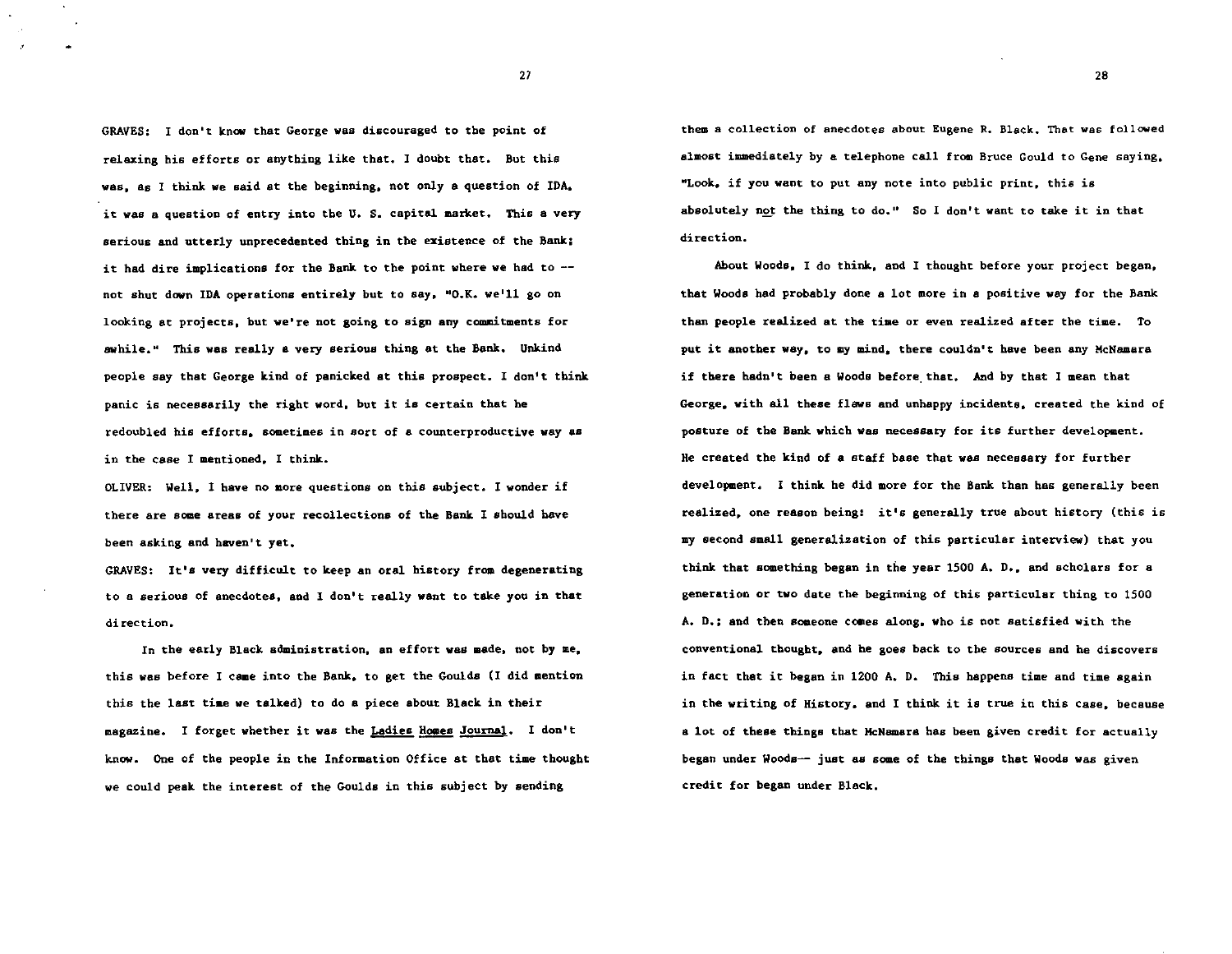GRAVES: I don't know that George was discouraged to the point of relaxing his efforts or anything like that. I doubt that. But this was, as I think we said at the beginning, not only a question of IDA, it was a question of entry into the U. S. capital market. This a very serious and utterly unprecedented thing in the existence of the Bank; it had dire implications for the Bank to the point where we had to -- not shut down IDA operations entirely but to say, "O.K. we'll go on looking at projects, but we're not going to sign any commitments for awhile." This was really a very serious thing at the Bank. Unkind people say that George kind of panicked at this prospect. I don't think panic is necessarily the right word, but it is certain that he redoubled his efforts, sometimes in sort of a counterproductive way as in the case I mentioned, I think.

OLIVER: Well, I have no more questions on this subject. I wonder if there are some areas of your recollections of the Bank I should have been asking and haven't yet.

GRAVES: It's very difficult to keep an oral history from degenerating to a serious of anecdotes, and I don't really want to take you in that direction.

In the early Black administration, an effort was made, not by me, this was before I came into the Bank, to get the Goulds (I did mention this the last time we talked) to do a piece about Black in their magazine. I forget whether it was the _Ladies Homes Journal_. I don't know. One of the people in the Information Office at that time thought we could peak the interest of the Goulds in this subject by sending them a collection of anecdotes about Eugene R. Black. That was followed almost immediately by a telephone call from Bruce Gould to Gene saying, "Look, if you want to put any note into public print, this is absolutely _not_ the thing to do." So I don't want to take it in that direction.

About Woods, I do think, and I thought before your project began, that Woods had probably done a lot more in a positive way for the Bank than people realized at the time or even realized after the time. To put it another way, to my mind, there couldn't have been any McNamara if there hadn't been a Woods before that. And by that I mean that George, with all these flaws and unhappy incidents, created the kind of posture of the Bank which was necessary for its further development. He created the kind of a staff base that was necessary for further development. I think he did more for the Bank than has generally been realized, one reason being: it's generally true about history (this is my second small generalization of this particular interview) that you think that something began in the year 1500 A. D., and scholars for a generation or two date the beginning of this particular thing to 1500 A. D.; and then someone comes along, who is not satisfied with the conventional thought, and he goes back to the sources and he discovers in fact that it began in 1200 A. D. This happens time and time again in the writing of History, and I think it is true in this case, because a lot of these things that McNamara has been given credit for actually began under Woods-- just as some of the things that Woods was given credit for began under Black.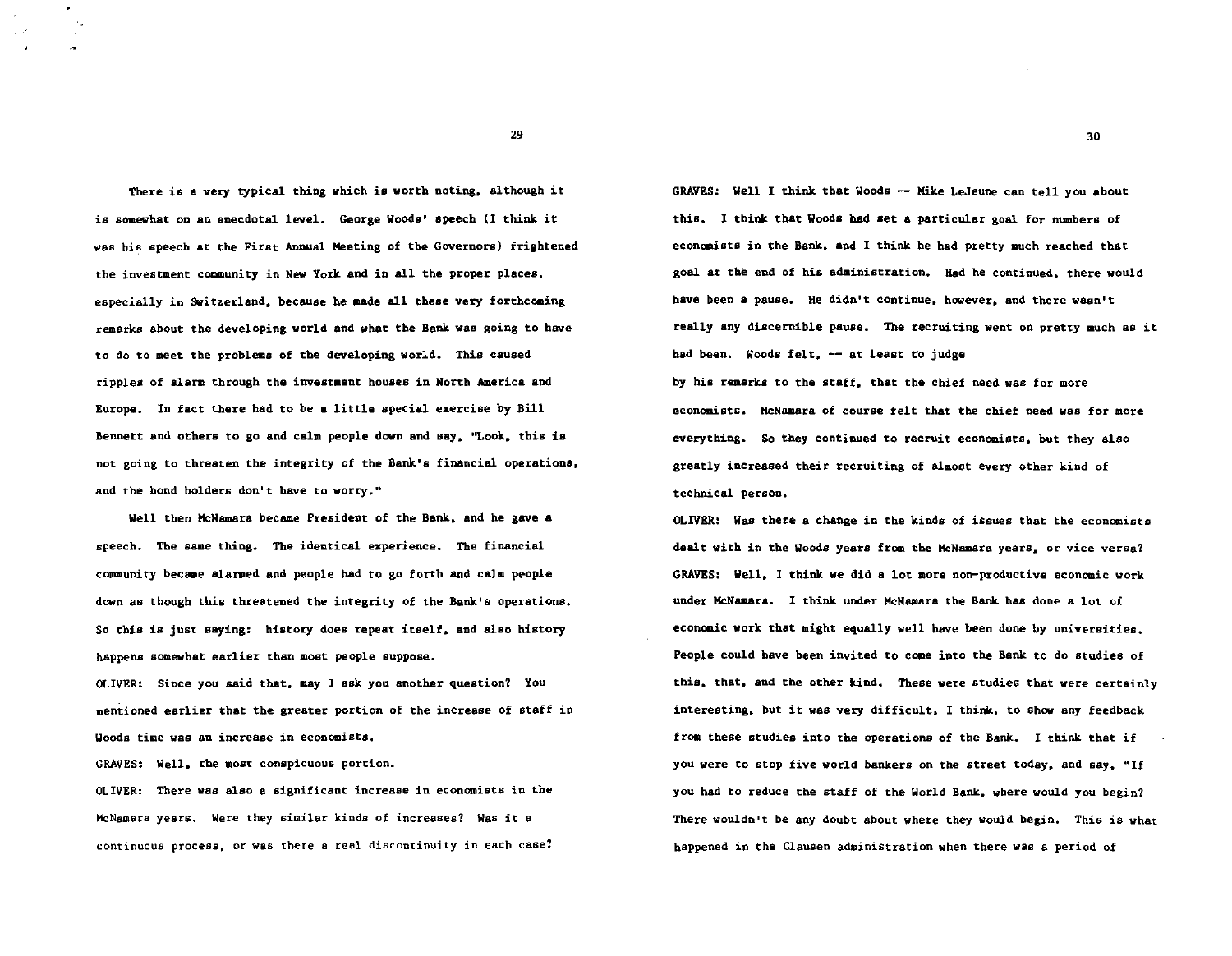There is a very typical thing which is worth noting, although it is somewhat on an anecdotal level. George Woods' speech (I think it was his speech at the First Annual Meeting of the Governors) frightened the investment community in New York and in all the proper places, especially in Switzerland, because he made all these very forthcoming remarks about the developing world and what the Bank was going to have to do to meet the problems of the developing world. This caused ripples of alarm through the investment houses in North America and Europe. In fact there had to be a little special exercise by Bill Bennett and others to go and calm people down and say, "Look, this is not going to threaten the integrity of the Bank's financial operations, and the bond holders don't have to worry."

Well then McNamara became President of the Bank, and he gave a speech. The same thing. The identical experience. The financial community became alarmed and people had to go forth and calm people down as though this threatened the integrity of the Bank's operations. So this is just saying: history does repeat itself, and also history happens somewhat earlier than most people suppose.

OLIVER: Since you said that, may I ask you another question? You mentioned earlier that the greater portion of the increase of staff in Woods time was an increase in economists.

GRAVES: Well, the most conspicuous portion.

OLIVER: There was also a significant increase in economists in the McNamara years. Were they similar kinds of increases? Was it a continuous process, or was there a real discontinuity in each case?

GRAVES: Well I think that Woods -- Mike LeJeune can tell you about this. I think that Woods had set a particular goal for numbers of economists in the Bank, and I think he had pretty much reached that goal at the end of his administration. Had he continued, there would have been a pause. He didn't continue, however, and there wasn't really any discernible pause. The recruiting went on pretty much as it had been. Woods felt, -- at least to judge by his remarks to the staff, that the chief need was for more economists. McNamara of course felt that the chief need was for more everything. So they continued to recruit economists, but they also greatly increased their recruiting of almost every other kind of technical person.

OLIVER: Was there a change in the kinds of issues that the economists dealt with in the Woods years from the McNamara years, or vice versa?

GRAVES: Well, I think we did a lot more non-productive economic work under McNamara. I think under McNamara the Bank has done a lot of economic work that might equally well have been done by universities. People could have been invited to come into the Bank to do studies of this, that, and the other kind. These were studies that were certainly interesting, but it was very difficult, I think, to show any feedback from these studies into the operations of the Bank. I think that if you were to stop five world bankers on the street today, and say, "If you had to reduce the staff of the World Bank, where would you begin? There wouldn't be any doubt about where they would begin. This is what happened in the Clausen administration when there was a period of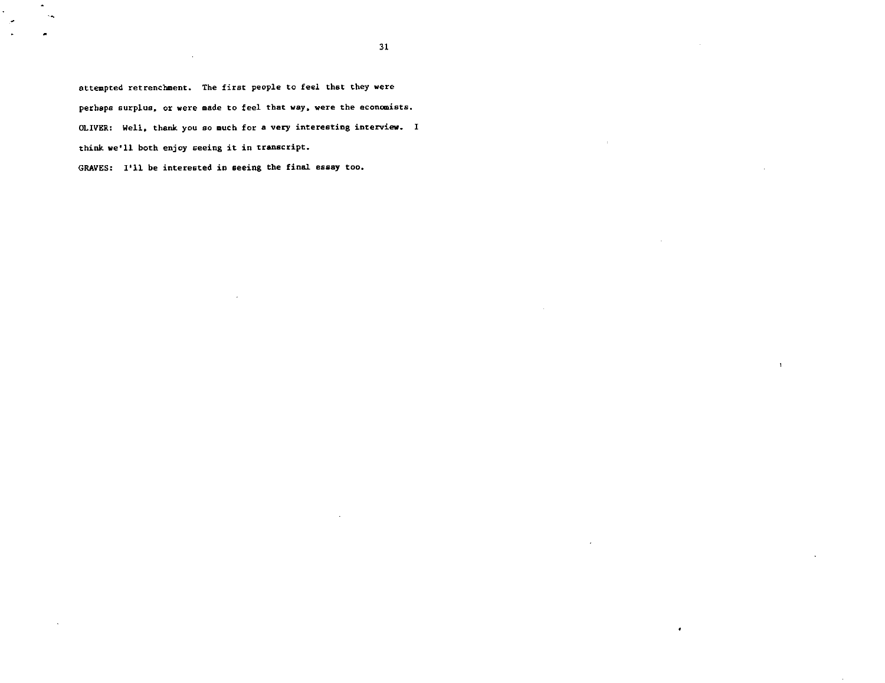attempted retrenchment. The first people to feel that they were perhaps surplus, or were made to feel that way, were the economists.

OLIVER: Well, thank you so much for a very interesting interview. I think we'll both enjoy seeing it in transcript.

GRAVES: I'll be interested in seeing the final essay too.